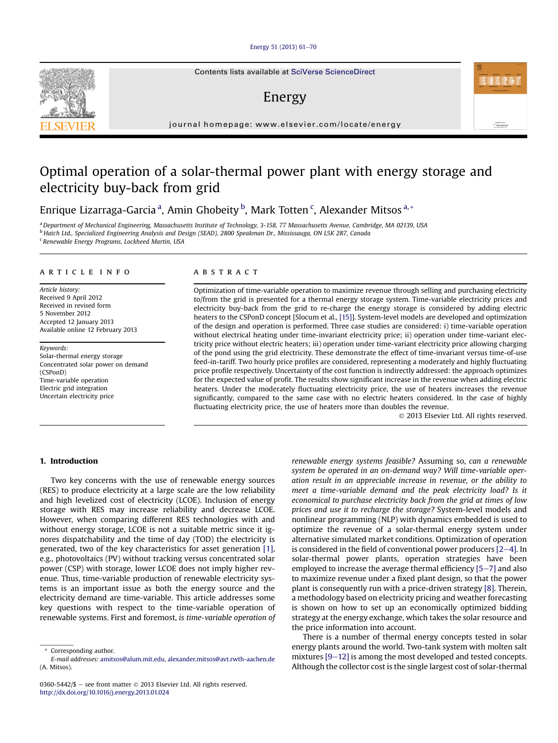# Optimal operation of a solar-thermal power plant with energy storage and electricity buy-back from grid

Enrique Lizarraga-Garcia [a], Amin Ghobeity [b], Mark Totten [c], Alexander Mitsos [a,*]

[a] Department of Mechanical Engineering, Massachusetts Institute of Technology, 3-158, 77 Massachusetts Avenue, Cambridge, MA 02139, USA
[b] Hatch Ltd., Specialized Engineering Analysis and Design (SEAD), 2800 Speakman Dr., Mississauga, ON L5K 2R7, Canada
[c] Renewable Energy Programs, Lockheed Martin, USA

## ARTICLE INFO

*Article history:*
Received 9 April 2012
Received in revised form 5 November 2012
Accepted 12 January 2013
Available online 12 February 2013

*Keywords:*
Solar-thermal energy storage
Concentrated solar power on demand (CSPonD)
Time-variable operation
Electric grid integration
Uncertain electricity price

## ABSTRACT

Optimization of time-variable operation to maximize revenue through selling and purchasing electricity to/from the grid is presented for a thermal energy storage system. Time-variable electricity prices and electricity buy-back from the grid to re-charge the energy storage is considered by adding electric heaters to the CSPonD concept [Slocum et al., [15]]. System-level models are developed and optimization of the design and operation is performed. Three case studies are considered: i) time-variable operation without electrical heating under time-invariant electricity price; ii) operation under time-variant electricity price without electric heaters; iii) operation under time-variant electricity price allowing charging of the pond using the grid electricity. These demonstrate the effect of time-invariant versus time-of-use feed-in-tariff. Two hourly price profiles are considered, representing a moderately and highly fluctuating price profile respectively. Uncertainty of the cost function is indirectly addressed: the approach optimizes for the expected value of profit. The results show significant increase in the revenue when adding electric heaters. Under the moderately fluctuating electricity price, the use of heaters increases the revenue significantly, compared to the same case with no electric heaters considered. In the case of highly fluctuating electricity price, the use of heaters more than doubles the revenue.

© 2013 Elsevier Ltd. All rights reserved.

## 1. Introduction

Two key concerns with the use of renewable energy sources (RES) to produce electricity at a large scale are the low reliability and high levelized cost of electricity (LCOE). Inclusion of energy storage with RES may increase reliability and decrease LCOE. However, when comparing different RES technologies with and without energy storage, LCOE is not a suitable metric since it ignores dispatchability and the time of day (TOD) the electricity is generated, two of the key characteristics for asset generation [1], e.g., photovoltaics (PV) without tracking versus concentrated solar power (CSP) with storage, lower LCOE does not imply higher revenue. Thus, time-variable production of renewable electricity systems is an important issue as both the energy source and the electricity demand are time-variable. This article addresses some key questions with respect to the time-variable operation of renewable systems. First and foremost, *is time-variable operation of renewable energy systems feasible?* Assuming so, *can a renewable system be operated in an on-demand way? Will time-variable operation result in an appreciable increase in revenue, or the ability to meet a time-variable demand and the peak electricity load? Is it economical to purchase electricity back from the grid at times of low prices and use it to recharge the storage?* System-level models and nonlinear programming (NLP) with dynamics embedded is used to optimize the revenue of a solar-thermal energy system under alternative simulated market conditions. Optimization of operation is considered in the field of conventional power producers [2–4]. In solar-thermal power plants, operation strategies have been employed to increase the average thermal efficiency [5–7] and also to maximize revenue under a fixed plant design, so that the power plant is consequently run with a price-driven strategy [8]. Therein, a methodology based on electricity pricing and weather forecasting is shown on how to set up an economically optimized bidding strategy at the energy exchange, which takes the solar resource and the price information into account.

There is a number of thermal energy concepts tested in solar energy plants around the world. Two-tank system with molten salt mixtures [9–12] is among the most developed and tested concepts. Although the collector cost is the single largest cost of solar-thermal

\* Corresponding author.
E-mail addresses: amitsos@alum.mit.edu, alexander.mitsos@avt.rwth-aachen.de (A. Mitsos).

0360-5442/$ – see front matter © 2013 Elsevier Ltd. All rights reserved.
http://dx.doi.org/10.1016/j.energy.2013.01.024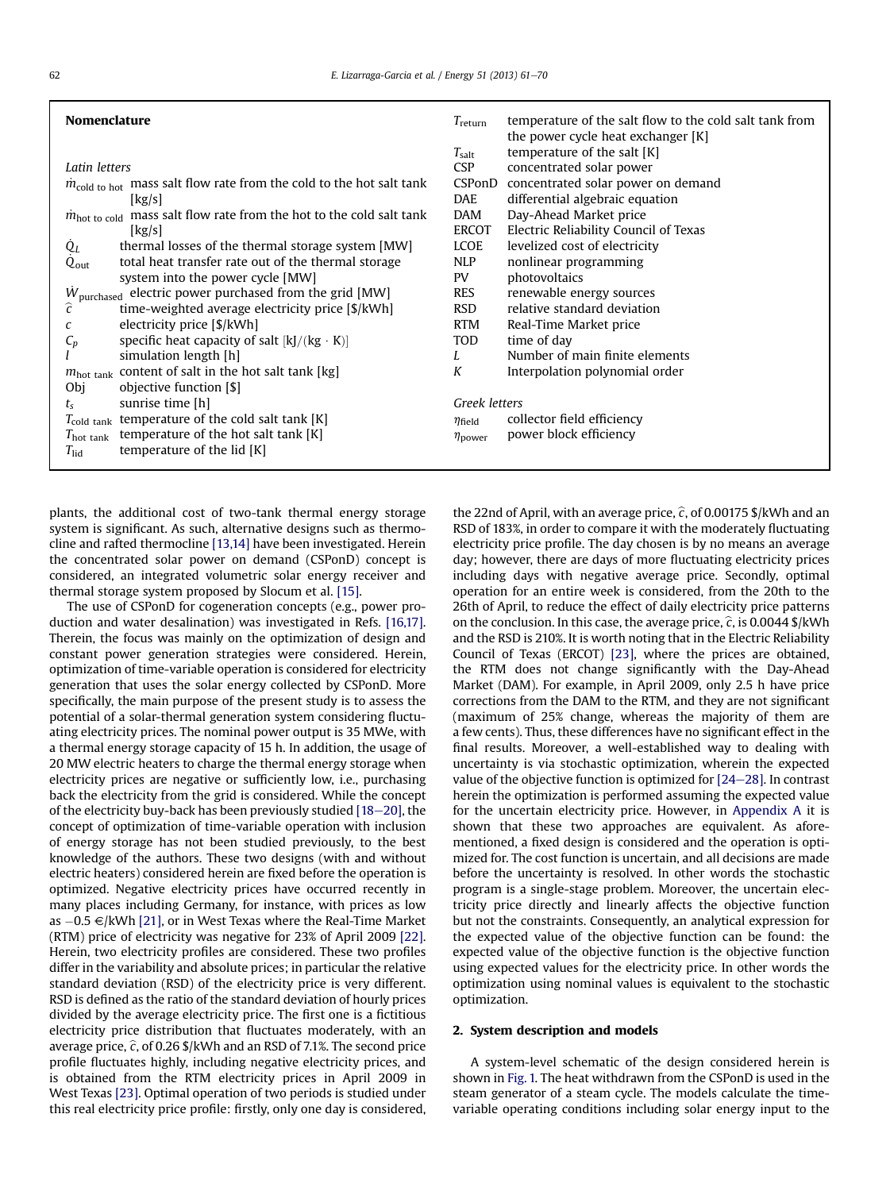## Nomenclature

*Latin letters*

| Symbol | Description |
|---|---|
| $\dot{m}_{\text{cold to hot}}$ | mass salt flow rate from the cold to the hot salt tank [kg/s] |
| $\dot{m}_{\text{hot to cold}}$ | mass salt flow rate from the hot to the cold salt tank [kg/s] |
| $\dot{Q}_L$ | thermal losses of the thermal storage system [MW] |
| $\dot{Q}_{\text{out}}$ | total heat transfer rate out of the thermal storage system into the power cycle [MW] |
| $\dot{W}_{\text{purchased}}$ | electric power purchased from the grid [MW] |
| $\hat{c}$ | time-weighted average electricity price [$/kWh] |
| $c$ | electricity price [$/kWh] |
| $C_p$ | specific heat capacity of salt [kJ/(kg · K)] |
| $l$ | simulation length [h] |
| $m_{\text{hot tank}}$ | content of salt in the hot salt tank [kg] |
| Obj | objective function [$] |
| $t_s$ | sunrise time [h] |
| $T_{\text{cold tank}}$ | temperature of the cold salt tank [K] |
| $T_{\text{hot tank}}$ | temperature of the hot salt tank [K] |
| $T_{\text{lid}}$ | temperature of the lid [K] |
| $T_{\text{return}}$ | temperature of the salt flow to the cold salt tank from the power cycle heat exchanger [K] |
| $T_{\text{salt}}$ | temperature of the salt [K] |
| CSP | concentrated solar power |
| CSPonD | concentrated solar power on demand |
| DAE | differential algebraic equation |
| DAM | Day-Ahead Market price |
| ERCOT | Electric Reliability Council of Texas |
| LCOE | levelized cost of electricity |
| NLP | nonlinear programming |
| PV | photovoltaics |
| RES | renewable energy sources |
| RSD | relative standard deviation |
| RTM | Real-Time Market price |
| TOD | time of day |
| $L$ | Number of main finite elements |
| $K$ | Interpolation polynomial order |

*Greek letters*

| Symbol | Description |
|---|---|
| $\eta_{\text{field}}$ | collector field efficiency |
| $\eta_{\text{power}}$ | power block efficiency |

plants, the additional cost of two-tank thermal energy storage system is significant. As such, alternative designs such as thermocline and rafted thermocline [13,14] have been investigated. Herein the concentrated solar power on demand (CSPonD) concept is considered, an integrated volumetric solar energy receiver and thermal storage system proposed by Slocum et al. [15].

The use of CSPonD for cogeneration concepts (e.g., power production and water desalination) was investigated in Refs. [16,17]. Therein, the focus was mainly on the optimization of design and constant power generation strategies were considered. Herein, optimization of time-variable operation is considered for electricity generation that uses the solar energy collected by CSPonD. More specifically, the main purpose of the present study is to assess the potential of a solar-thermal generation system considering fluctuating electricity prices. The nominal power output is 35 MWe, with a thermal energy storage capacity of 15 h. In addition, the usage of 20 MW electric heaters to charge the thermal energy storage when electricity prices are negative or sufficiently low, i.e., purchasing back the electricity from the grid is considered. While the concept of the electricity buy-back has been previously studied [18–20], the concept of optimization of time-variable operation with inclusion of energy storage has not been studied previously, to the best knowledge of the authors. These two designs (with and without electric heaters) considered herein are fixed before the operation is optimized. Negative electricity prices have occurred recently in many places including Germany, for instance, with prices as low as −0.5 €/kWh [21], or in West Texas where the Real-Time Market (RTM) price of electricity was negative for 23% of April 2009 [22]. Herein, two electricity profiles are considered. These two profiles differ in the variability and absolute prices; in particular the relative standard deviation (RSD) of the electricity price is very different. RSD is defined as the ratio of the standard deviation of hourly prices divided by the average electricity price. The first one is a fictitious electricity price distribution that fluctuates moderately, with an average price, $\hat{c}$, of 0.26 $/kWh and an RSD of 7.1%. The second price profile fluctuates highly, including negative electricity prices, and is obtained from the RTM electricity prices in April 2009 in West Texas [23]. Optimal operation of two periods is studied under this real electricity price profile: firstly, only one day is considered, the 22nd of April, with an average price, $\hat{c}$, of 0.00175 $/kWh and an RSD of 183%, in order to compare it with the moderately fluctuating electricity price profile. The day chosen is by no means an average day; however, there are days of more fluctuating electricity prices including days with negative average price. Secondly, optimal operation for an entire week is considered, from the 20th to the 26th of April, to reduce the effect of daily electricity price patterns on the conclusion. In this case, the average price, $\hat{c}$, is 0.0044 $/kWh and the RSD is 210%. It is worth noting that in the Electric Reliability Council of Texas (ERCOT) [23], where the prices are obtained, the RTM does not change significantly with the Day-Ahead Market (DAM). For example, in April 2009, only 2.5 h have price corrections from the DAM to the RTM, and they are not significant (maximum of 25% change, whereas the majority of them are a few cents). Thus, these differences have no significant effect in the final results. Moreover, a well-established way to dealing with uncertainty is via stochastic optimization, wherein the expected value of the objective function is optimized for [24–28]. In contrast herein the optimization is performed assuming the expected value for the uncertain electricity price. However, in Appendix A it is shown that these two approaches are equivalent. As aforementioned, a fixed design is considered and the operation is optimized for. The cost function is uncertain, and all decisions are made before the uncertainty is resolved. In other words the stochastic program is a single-stage problem. Moreover, the uncertain electricity price directly and linearly affects the objective function but not the constraints. Consequently, an analytical expression for the expected value of the objective function can be found: the expected value of the objective function is the objective function using expected values for the electricity price. In other words the optimization using nominal values is equivalent to the stochastic optimization.

## 2. System description and models

A system-level schematic of the design considered herein is shown in Fig. 1. The heat withdrawn from the CSPonD is used in the steam generator of a steam cycle. The models calculate the time-variable operating conditions including solar energy input to the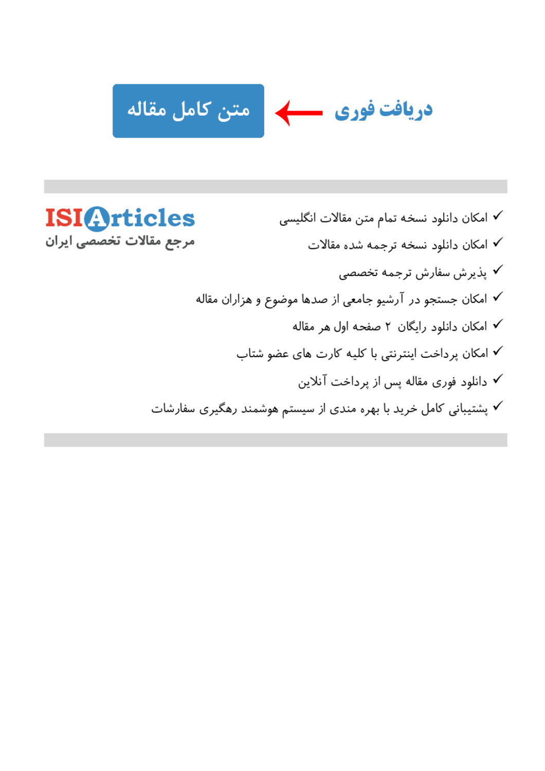دریافت فوری ← متن کامل مقاله

**ISIArticles**
مرجع مقالات تخصصی ایران

- ✓ امکان دانلود نسخه تمام متن مقالات انگلیسی
- ✓ امکان دانلود نسخه ترجمه شده مقالات
- ✓ پذیرش سفارش ترجمه تخصصی
- ✓ امکان جستجو در آرشیو جامعی از صدها موضوع و هزاران مقاله
- ✓ امکان دانلود رایگان ۲ صفحه اول هر مقاله
- ✓ امکان پرداخت اینترنتی با کلیه کارت های عضو شتاب
- ✓ دانلود فوری مقاله پس از پرداخت آنلاین
- ✓ پشتیبانی کامل خرید با بهره مندی از سیستم هوشمند رهگیری سفارشات